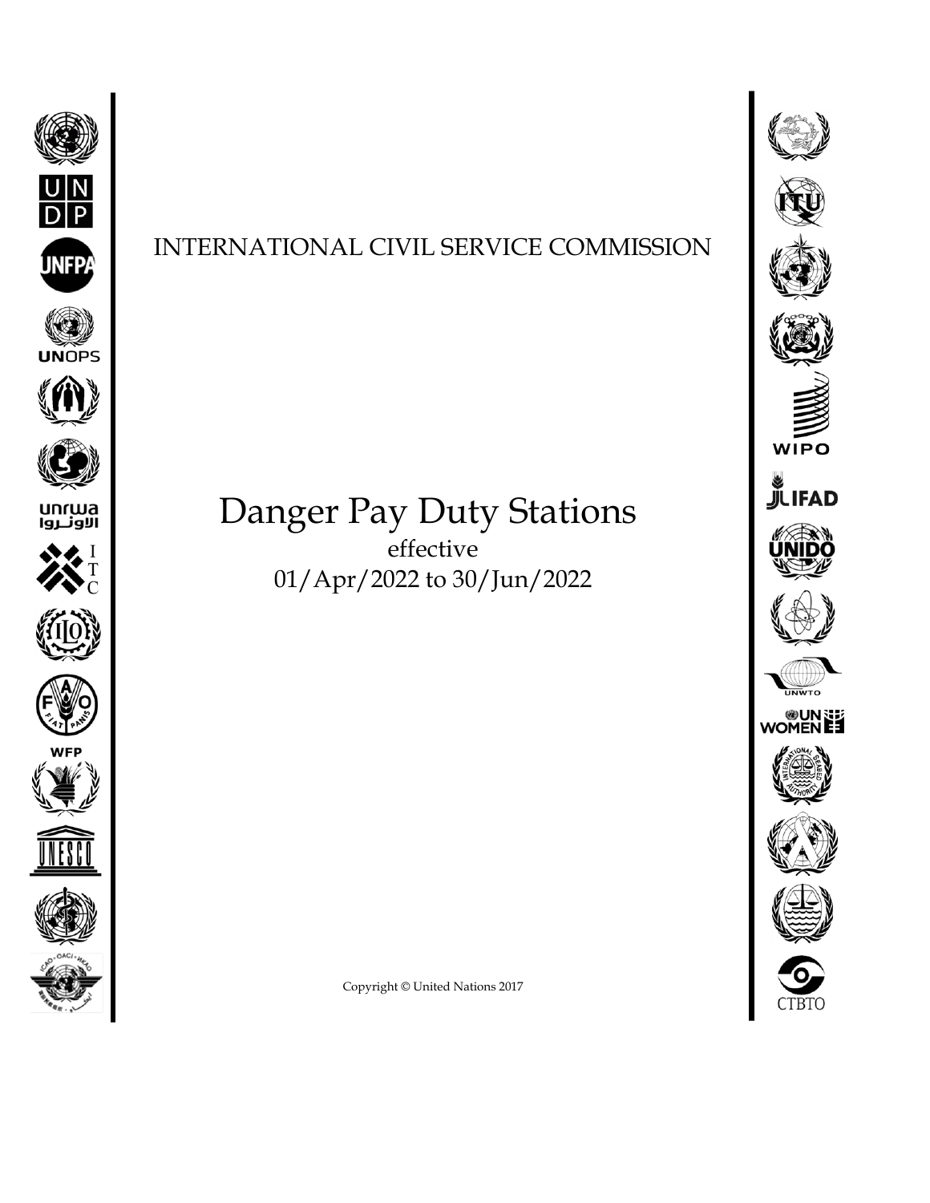INTERNATIONAL CIVIL SERVICE COMMISSION

# Danger Pay Duty Stations

effective

01/Apr/2022 to 30/Jun/2022

Copyright © United Nations 2017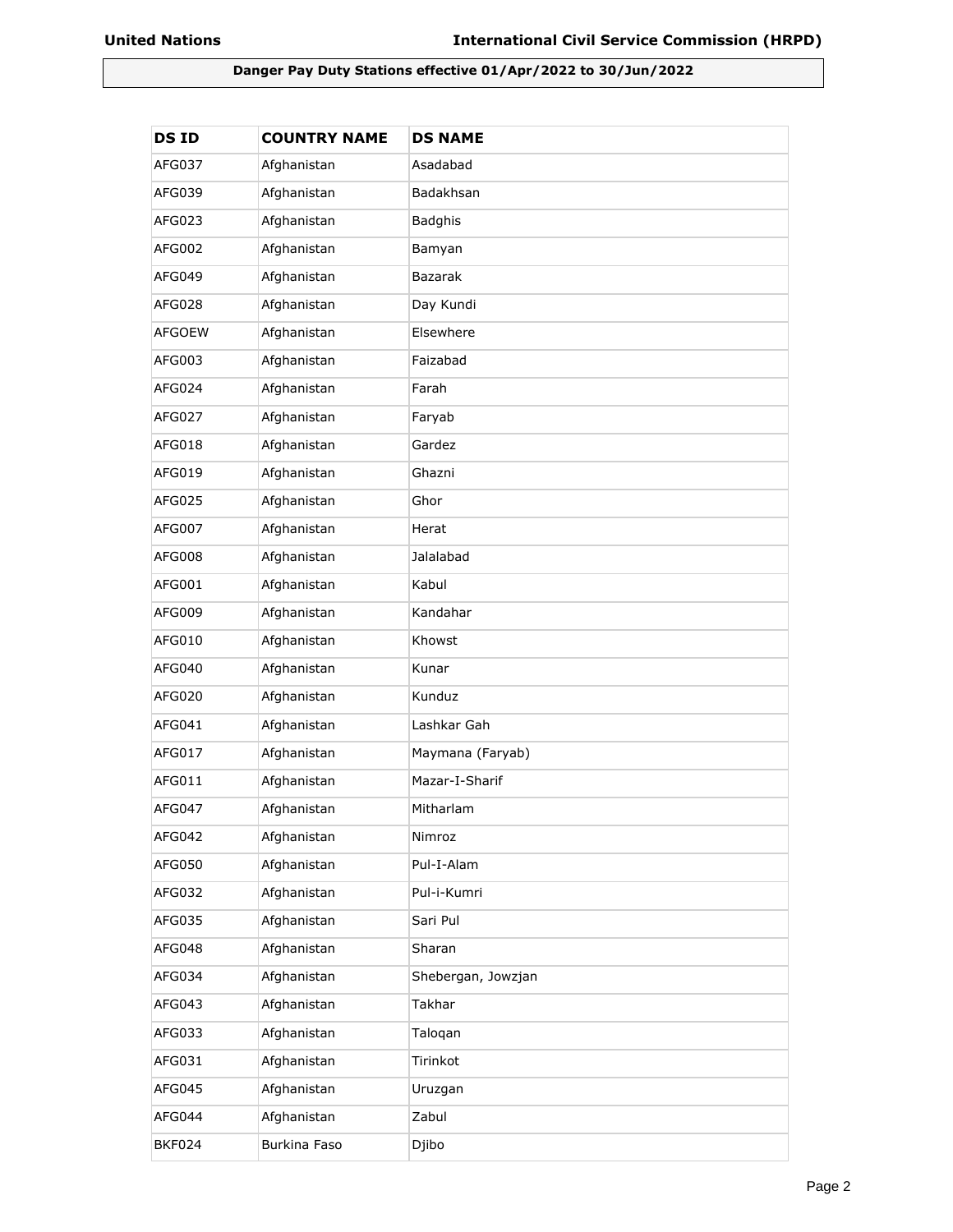**Danger Pay Duty Stations effective 01/Apr/2022 to 30/Jun/2022**

| DS ID | COUNTRY NAME | DS NAME |
|---|---|---|
| AFG037 | Afghanistan | Asadabad |
| AFG039 | Afghanistan | Badakhsan |
| AFG023 | Afghanistan | Badghis |
| AFG002 | Afghanistan | Bamyan |
| AFG049 | Afghanistan | Bazarak |
| AFG028 | Afghanistan | Day Kundi |
| AFGOEW | Afghanistan | Elsewhere |
| AFG003 | Afghanistan | Faizabad |
| AFG024 | Afghanistan | Farah |
| AFG027 | Afghanistan | Faryab |
| AFG018 | Afghanistan | Gardez |
| AFG019 | Afghanistan | Ghazni |
| AFG025 | Afghanistan | Ghor |
| AFG007 | Afghanistan | Herat |
| AFG008 | Afghanistan | Jalalabad |
| AFG001 | Afghanistan | Kabul |
| AFG009 | Afghanistan | Kandahar |
| AFG010 | Afghanistan | Khowst |
| AFG040 | Afghanistan | Kunar |
| AFG020 | Afghanistan | Kunduz |
| AFG041 | Afghanistan | Lashkar Gah |
| AFG017 | Afghanistan | Maymana (Faryab) |
| AFG011 | Afghanistan | Mazar-I-Sharif |
| AFG047 | Afghanistan | Mitharlam |
| AFG042 | Afghanistan | Nimroz |
| AFG050 | Afghanistan | Pul-I-Alam |
| AFG032 | Afghanistan | Pul-i-Kumri |
| AFG035 | Afghanistan | Sari Pul |
| AFG048 | Afghanistan | Sharan |
| AFG034 | Afghanistan | Shebergan, Jowzjan |
| AFG043 | Afghanistan | Takhar |
| AFG033 | Afghanistan | Taloqan |
| AFG031 | Afghanistan | Tirinkot |
| AFG045 | Afghanistan | Uruzgan |
| AFG044 | Afghanistan | Zabul |
| BKF024 | Burkina Faso | Djibo |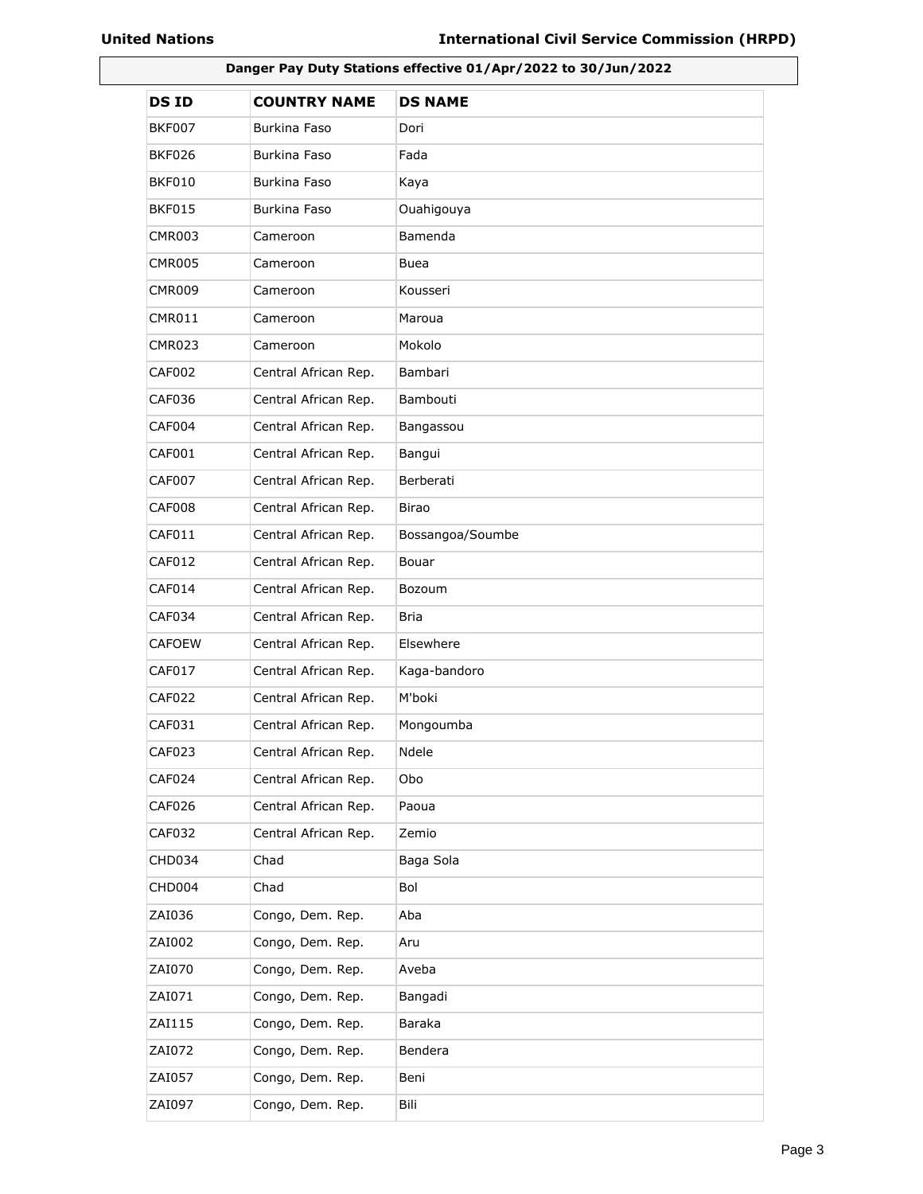**Danger Pay Duty Stations effective 01/Apr/2022 to 30/Jun/2022**

| DS ID | COUNTRY NAME | DS NAME |
|---|---|---|
| BKF007 | Burkina Faso | Dori |
| BKF026 | Burkina Faso | Fada |
| BKF010 | Burkina Faso | Kaya |
| BKF015 | Burkina Faso | Ouahigouya |
| CMR003 | Cameroon | Bamenda |
| CMR005 | Cameroon | Buea |
| CMR009 | Cameroon | Kousseri |
| CMR011 | Cameroon | Maroua |
| CMR023 | Cameroon | Mokolo |
| CAF002 | Central African Rep. | Bambari |
| CAF036 | Central African Rep. | Bambouti |
| CAF004 | Central African Rep. | Bangassou |
| CAF001 | Central African Rep. | Bangui |
| CAF007 | Central African Rep. | Berberati |
| CAF008 | Central African Rep. | Birao |
| CAF011 | Central African Rep. | Bossangoa/Soumbe |
| CAF012 | Central African Rep. | Bouar |
| CAF014 | Central African Rep. | Bozoum |
| CAF034 | Central African Rep. | Bria |
| CAFOEW | Central African Rep. | Elsewhere |
| CAF017 | Central African Rep. | Kaga-bandoro |
| CAF022 | Central African Rep. | M'boki |
| CAF031 | Central African Rep. | Mongoumba |
| CAF023 | Central African Rep. | Ndele |
| CAF024 | Central African Rep. | Obo |
| CAF026 | Central African Rep. | Paoua |
| CAF032 | Central African Rep. | Zemio |
| CHD034 | Chad | Baga Sola |
| CHD004 | Chad | Bol |
| ZAI036 | Congo, Dem. Rep. | Aba |
| ZAI002 | Congo, Dem. Rep. | Aru |
| ZAI070 | Congo, Dem. Rep. | Aveba |
| ZAI071 | Congo, Dem. Rep. | Bangadi |
| ZAI115 | Congo, Dem. Rep. | Baraka |
| ZAI072 | Congo, Dem. Rep. | Bendera |
| ZAI057 | Congo, Dem. Rep. | Beni |
| ZAI097 | Congo, Dem. Rep. | Bili |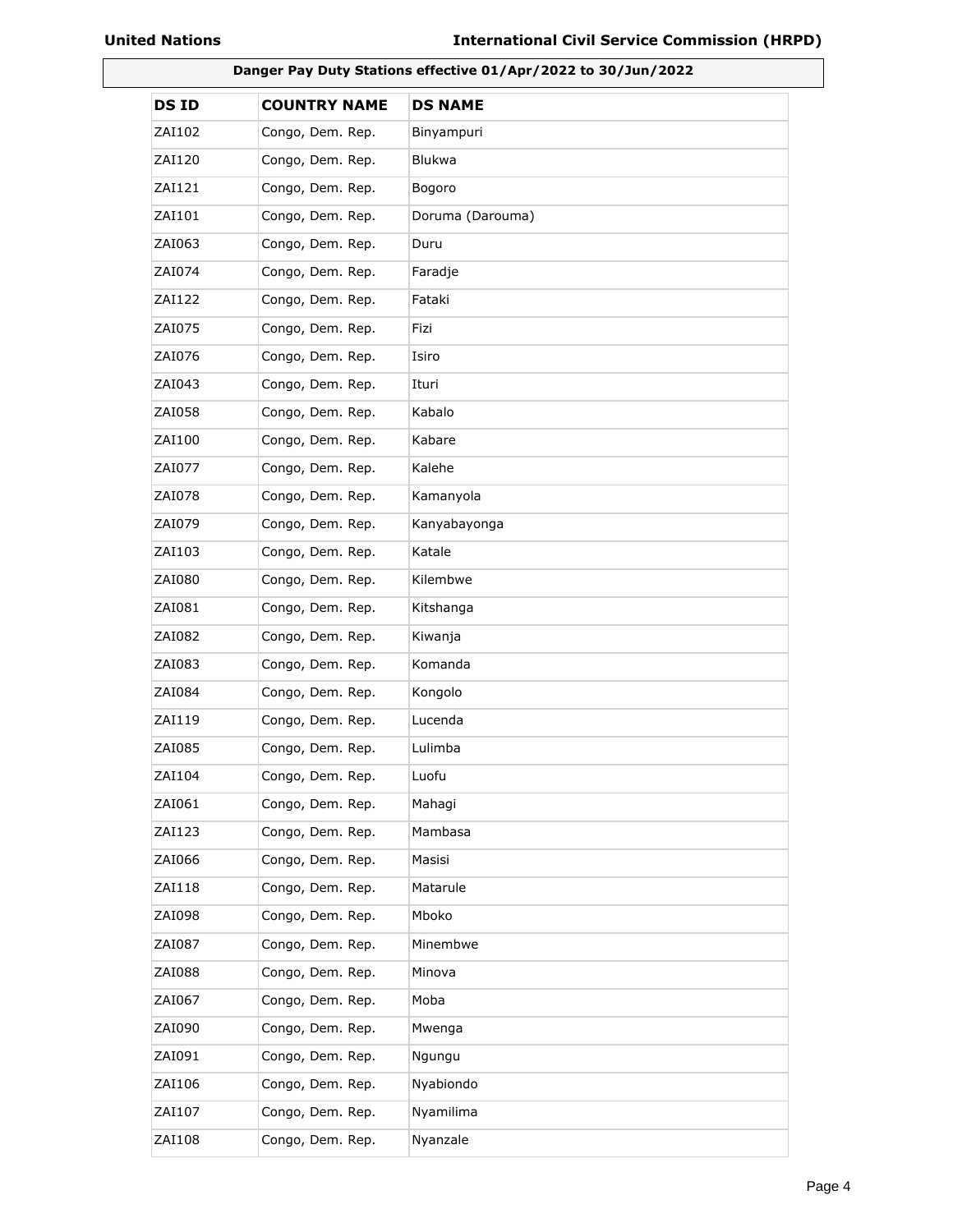**Danger Pay Duty Stations effective 01/Apr/2022 to 30/Jun/2022**

| DS ID | COUNTRY NAME | DS NAME |
|---|---|---|
| ZAI102 | Congo, Dem. Rep. | Binyampuri |
| ZAI120 | Congo, Dem. Rep. | Blukwa |
| ZAI121 | Congo, Dem. Rep. | Bogoro |
| ZAI101 | Congo, Dem. Rep. | Doruma (Darouma) |
| ZAI063 | Congo, Dem. Rep. | Duru |
| ZAI074 | Congo, Dem. Rep. | Faradje |
| ZAI122 | Congo, Dem. Rep. | Fataki |
| ZAI075 | Congo, Dem. Rep. | Fizi |
| ZAI076 | Congo, Dem. Rep. | Isiro |
| ZAI043 | Congo, Dem. Rep. | Ituri |
| ZAI058 | Congo, Dem. Rep. | Kabalo |
| ZAI100 | Congo, Dem. Rep. | Kabare |
| ZAI077 | Congo, Dem. Rep. | Kalehe |
| ZAI078 | Congo, Dem. Rep. | Kamanyola |
| ZAI079 | Congo, Dem. Rep. | Kanyabayonga |
| ZAI103 | Congo, Dem. Rep. | Katale |
| ZAI080 | Congo, Dem. Rep. | Kilembwe |
| ZAI081 | Congo, Dem. Rep. | Kitshanga |
| ZAI082 | Congo, Dem. Rep. | Kiwanja |
| ZAI083 | Congo, Dem. Rep. | Komanda |
| ZAI084 | Congo, Dem. Rep. | Kongolo |
| ZAI119 | Congo, Dem. Rep. | Lucenda |
| ZAI085 | Congo, Dem. Rep. | Lulimba |
| ZAI104 | Congo, Dem. Rep. | Luofu |
| ZAI061 | Congo, Dem. Rep. | Mahagi |
| ZAI123 | Congo, Dem. Rep. | Mambasa |
| ZAI066 | Congo, Dem. Rep. | Masisi |
| ZAI118 | Congo, Dem. Rep. | Matarule |
| ZAI098 | Congo, Dem. Rep. | Mboko |
| ZAI087 | Congo, Dem. Rep. | Minembwe |
| ZAI088 | Congo, Dem. Rep. | Minova |
| ZAI067 | Congo, Dem. Rep. | Moba |
| ZAI090 | Congo, Dem. Rep. | Mwenga |
| ZAI091 | Congo, Dem. Rep. | Ngungu |
| ZAI106 | Congo, Dem. Rep. | Nyabiondo |
| ZAI107 | Congo, Dem. Rep. | Nyamilima |
| ZAI108 | Congo, Dem. Rep. | Nyanzale |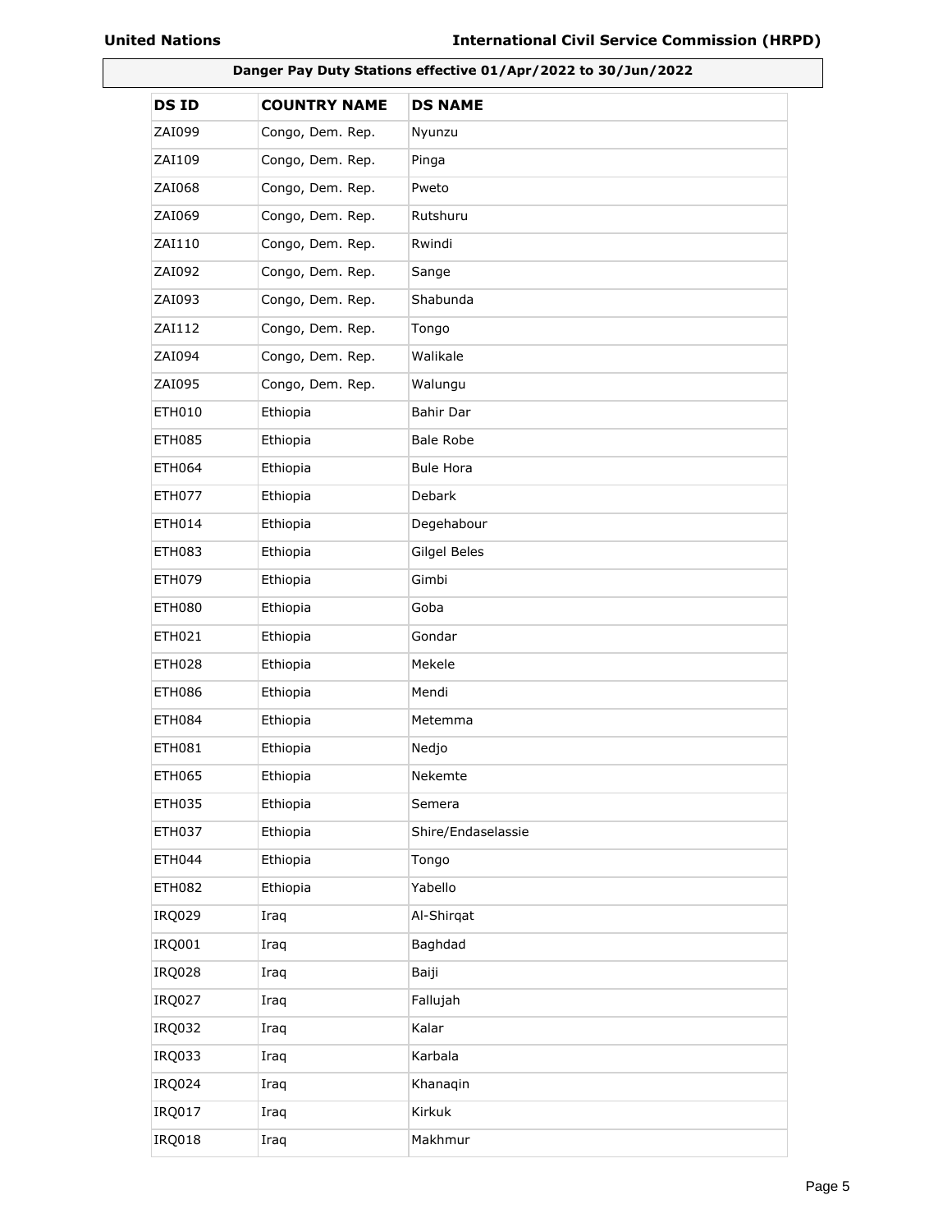**Danger Pay Duty Stations effective 01/Apr/2022 to 30/Jun/2022**

| DS ID | COUNTRY NAME | DS NAME |
|---|---|---|
| ZAI099 | Congo, Dem. Rep. | Nyunzu |
| ZAI109 | Congo, Dem. Rep. | Pinga |
| ZAI068 | Congo, Dem. Rep. | Pweto |
| ZAI069 | Congo, Dem. Rep. | Rutshuru |
| ZAI110 | Congo, Dem. Rep. | Rwindi |
| ZAI092 | Congo, Dem. Rep. | Sange |
| ZAI093 | Congo, Dem. Rep. | Shabunda |
| ZAI112 | Congo, Dem. Rep. | Tongo |
| ZAI094 | Congo, Dem. Rep. | Walikale |
| ZAI095 | Congo, Dem. Rep. | Walungu |
| ETH010 | Ethiopia | Bahir Dar |
| ETH085 | Ethiopia | Bale Robe |
| ETH064 | Ethiopia | Bule Hora |
| ETH077 | Ethiopia | Debark |
| ETH014 | Ethiopia | Degehabour |
| ETH083 | Ethiopia | Gilgel Beles |
| ETH079 | Ethiopia | Gimbi |
| ETH080 | Ethiopia | Goba |
| ETH021 | Ethiopia | Gondar |
| ETH028 | Ethiopia | Mekele |
| ETH086 | Ethiopia | Mendi |
| ETH084 | Ethiopia | Metemma |
| ETH081 | Ethiopia | Nedjo |
| ETH065 | Ethiopia | Nekemte |
| ETH035 | Ethiopia | Semera |
| ETH037 | Ethiopia | Shire/Endaselassie |
| ETH044 | Ethiopia | Tongo |
| ETH082 | Ethiopia | Yabello |
| IRQ029 | Iraq | Al-Shirqat |
| IRQ001 | Iraq | Baghdad |
| IRQ028 | Iraq | Baiji |
| IRQ027 | Iraq | Fallujah |
| IRQ032 | Iraq | Kalar |
| IRQ033 | Iraq | Karbala |
| IRQ024 | Iraq | Khanaqin |
| IRQ017 | Iraq | Kirkuk |
| IRQ018 | Iraq | Makhmur |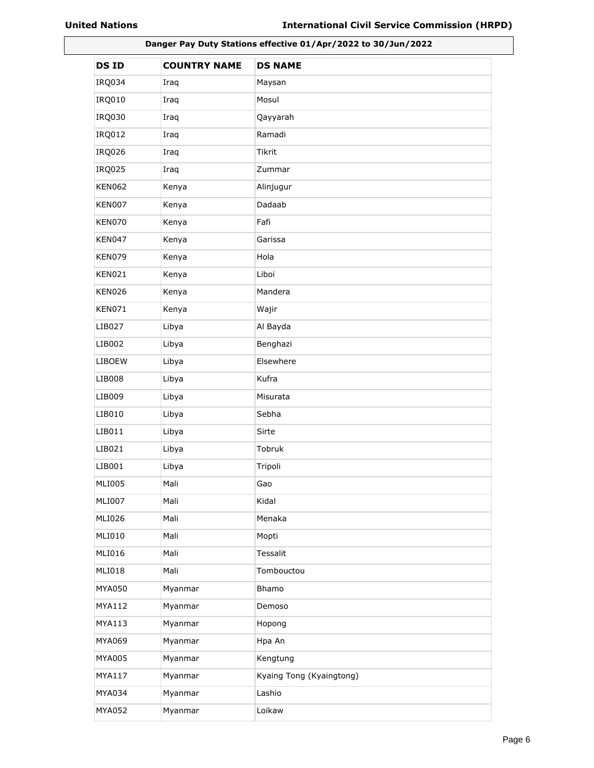**Danger Pay Duty Stations effective 01/Apr/2022 to 30/Jun/2022**

| DS ID | COUNTRY NAME | DS NAME |
|---|---|---|
| IRQ034 | Iraq | Maysan |
| IRQ010 | Iraq | Mosul |
| IRQ030 | Iraq | Qayyarah |
| IRQ012 | Iraq | Ramadi |
| IRQ026 | Iraq | Tikrit |
| IRQ025 | Iraq | Zummar |
| KEN062 | Kenya | Alinjugur |
| KEN007 | Kenya | Dadaab |
| KEN070 | Kenya | Fafi |
| KEN047 | Kenya | Garissa |
| KEN079 | Kenya | Hola |
| KEN021 | Kenya | Liboi |
| KEN026 | Kenya | Mandera |
| KEN071 | Kenya | Wajir |
| LIB027 | Libya | Al Bayda |
| LIB002 | Libya | Benghazi |
| LIBOEW | Libya | Elsewhere |
| LIB008 | Libya | Kufra |
| LIB009 | Libya | Misurata |
| LIB010 | Libya | Sebha |
| LIB011 | Libya | Sirte |
| LIB021 | Libya | Tobruk |
| LIB001 | Libya | Tripoli |
| MLI005 | Mali | Gao |
| MLI007 | Mali | Kidal |
| MLI026 | Mali | Menaka |
| MLI010 | Mali | Mopti |
| MLI016 | Mali | Tessalit |
| MLI018 | Mali | Tombouctou |
| MYA050 | Myanmar | Bhamo |
| MYA112 | Myanmar | Demoso |
| MYA113 | Myanmar | Hopong |
| MYA069 | Myanmar | Hpa An |
| MYA005 | Myanmar | Kengtung |
| MYA117 | Myanmar | Kyaing Tong (Kyaingtong) |
| MYA034 | Myanmar | Lashio |
| MYA052 | Myanmar | Loikaw |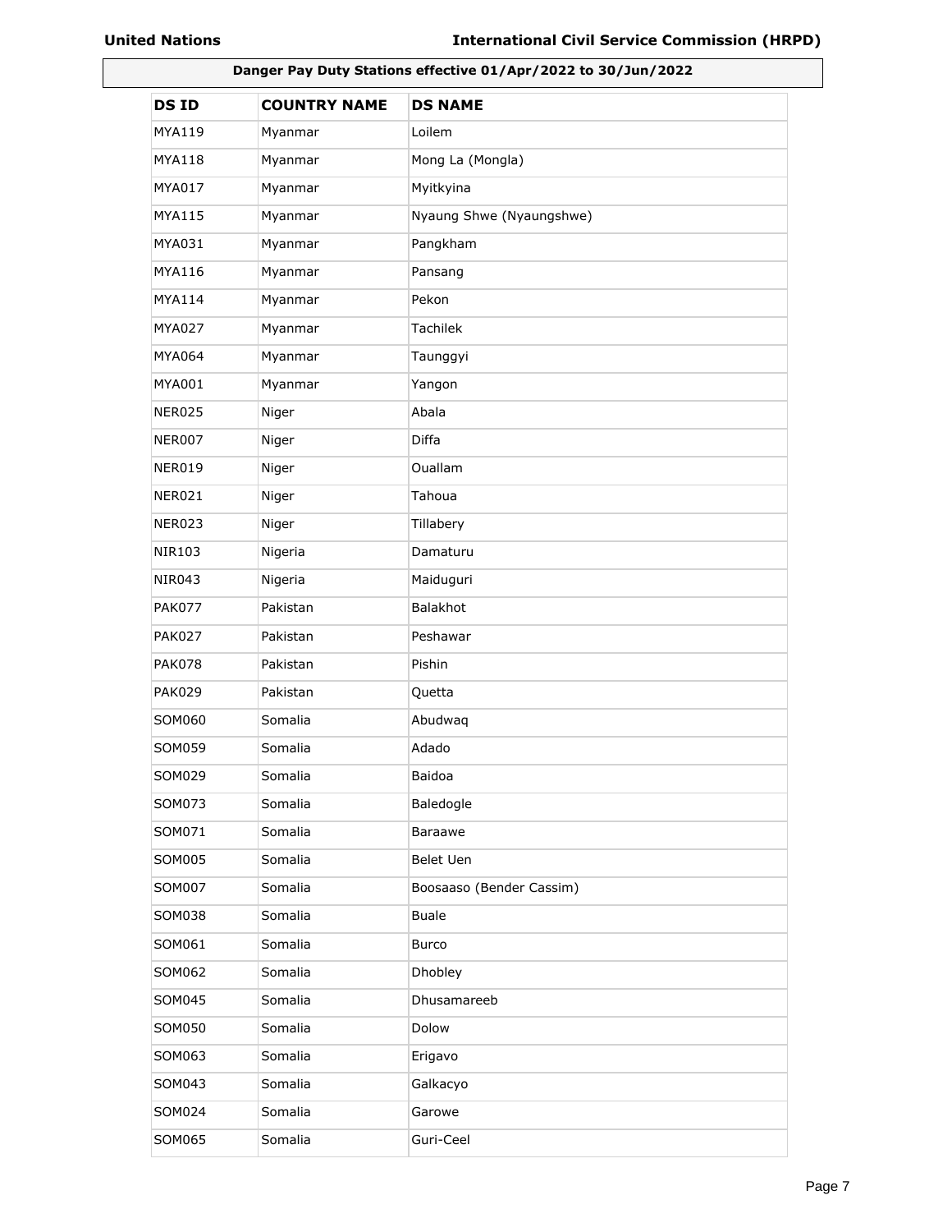**Danger Pay Duty Stations effective 01/Apr/2022 to 30/Jun/2022**

| DS ID | COUNTRY NAME | DS NAME |
|---|---|---|
| MYA119 | Myanmar | Loilem |
| MYA118 | Myanmar | Mong La (Mongla) |
| MYA017 | Myanmar | Myitkyina |
| MYA115 | Myanmar | Nyaung Shwe (Nyaungshwe) |
| MYA031 | Myanmar | Pangkham |
| MYA116 | Myanmar | Pansang |
| MYA114 | Myanmar | Pekon |
| MYA027 | Myanmar | Tachilek |
| MYA064 | Myanmar | Taunggyi |
| MYA001 | Myanmar | Yangon |
| NER025 | Niger | Abala |
| NER007 | Niger | Diffa |
| NER019 | Niger | Ouallam |
| NER021 | Niger | Tahoua |
| NER023 | Niger | Tillabery |
| NIR103 | Nigeria | Damaturu |
| NIR043 | Nigeria | Maiduguri |
| PAK077 | Pakistan | Balakhot |
| PAK027 | Pakistan | Peshawar |
| PAK078 | Pakistan | Pishin |
| PAK029 | Pakistan | Quetta |
| SOM060 | Somalia | Abudwaq |
| SOM059 | Somalia | Adado |
| SOM029 | Somalia | Baidoa |
| SOM073 | Somalia | Baledogle |
| SOM071 | Somalia | Baraawe |
| SOM005 | Somalia | Belet Uen |
| SOM007 | Somalia | Boosaaso (Bender Cassim) |
| SOM038 | Somalia | Buale |
| SOM061 | Somalia | Burco |
| SOM062 | Somalia | Dhobley |
| SOM045 | Somalia | Dhusamareeb |
| SOM050 | Somalia | Dolow |
| SOM063 | Somalia | Erigavo |
| SOM043 | Somalia | Galkacyo |
| SOM024 | Somalia | Garowe |
| SOM065 | Somalia | Guri-Ceel |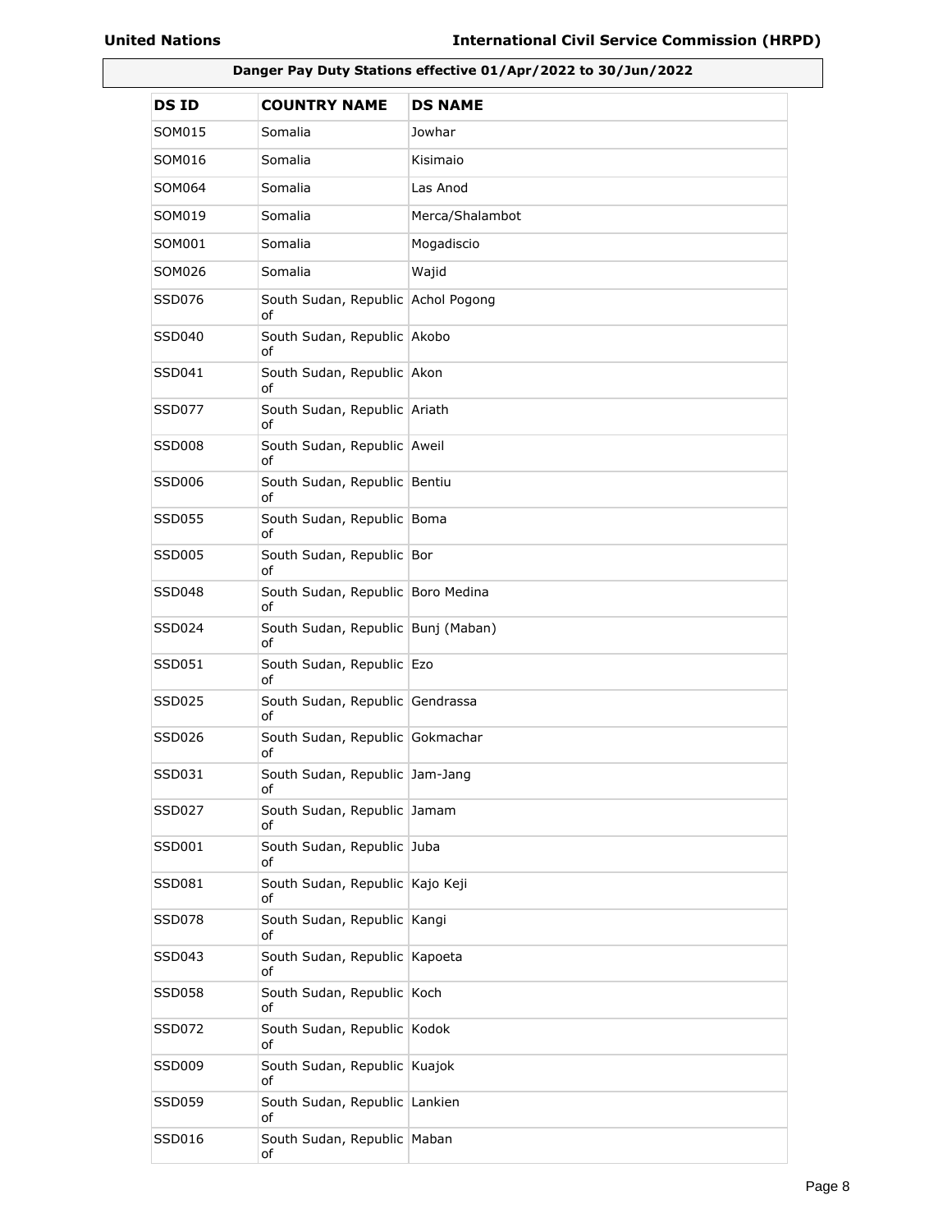**Danger Pay Duty Stations effective 01/Apr/2022 to 30/Jun/2022**

| DS ID | COUNTRY NAME | DS NAME |
|---|---|---|
| SOM015 | Somalia | Jowhar |
| SOM016 | Somalia | Kisimaio |
| SOM064 | Somalia | Las Anod |
| SOM019 | Somalia | Merca/Shalambot |
| SOM001 | Somalia | Mogadiscio |
| SOM026 | Somalia | Wajid |
| SSD076 | South Sudan, Republic of | Achol Pogong |
| SSD040 | South Sudan, Republic of | Akobo |
| SSD041 | South Sudan, Republic of | Akon |
| SSD077 | South Sudan, Republic of | Ariath |
| SSD008 | South Sudan, Republic of | Aweil |
| SSD006 | South Sudan, Republic of | Bentiu |
| SSD055 | South Sudan, Republic of | Boma |
| SSD005 | South Sudan, Republic of | Bor |
| SSD048 | South Sudan, Republic of | Boro Medina |
| SSD024 | South Sudan, Republic of | Bunj (Maban) |
| SSD051 | South Sudan, Republic of | Ezo |
| SSD025 | South Sudan, Republic of | Gendrassa |
| SSD026 | South Sudan, Republic of | Gokmachar |
| SSD031 | South Sudan, Republic of | Jam-Jang |
| SSD027 | South Sudan, Republic of | Jamam |
| SSD001 | South Sudan, Republic of | Juba |
| SSD081 | South Sudan, Republic of | Kajo Keji |
| SSD078 | South Sudan, Republic of | Kangi |
| SSD043 | South Sudan, Republic of | Kapoeta |
| SSD058 | South Sudan, Republic of | Koch |
| SSD072 | South Sudan, Republic of | Kodok |
| SSD009 | South Sudan, Republic of | Kuajok |
| SSD059 | South Sudan, Republic of | Lankien |
| SSD016 | South Sudan, Republic of | Maban |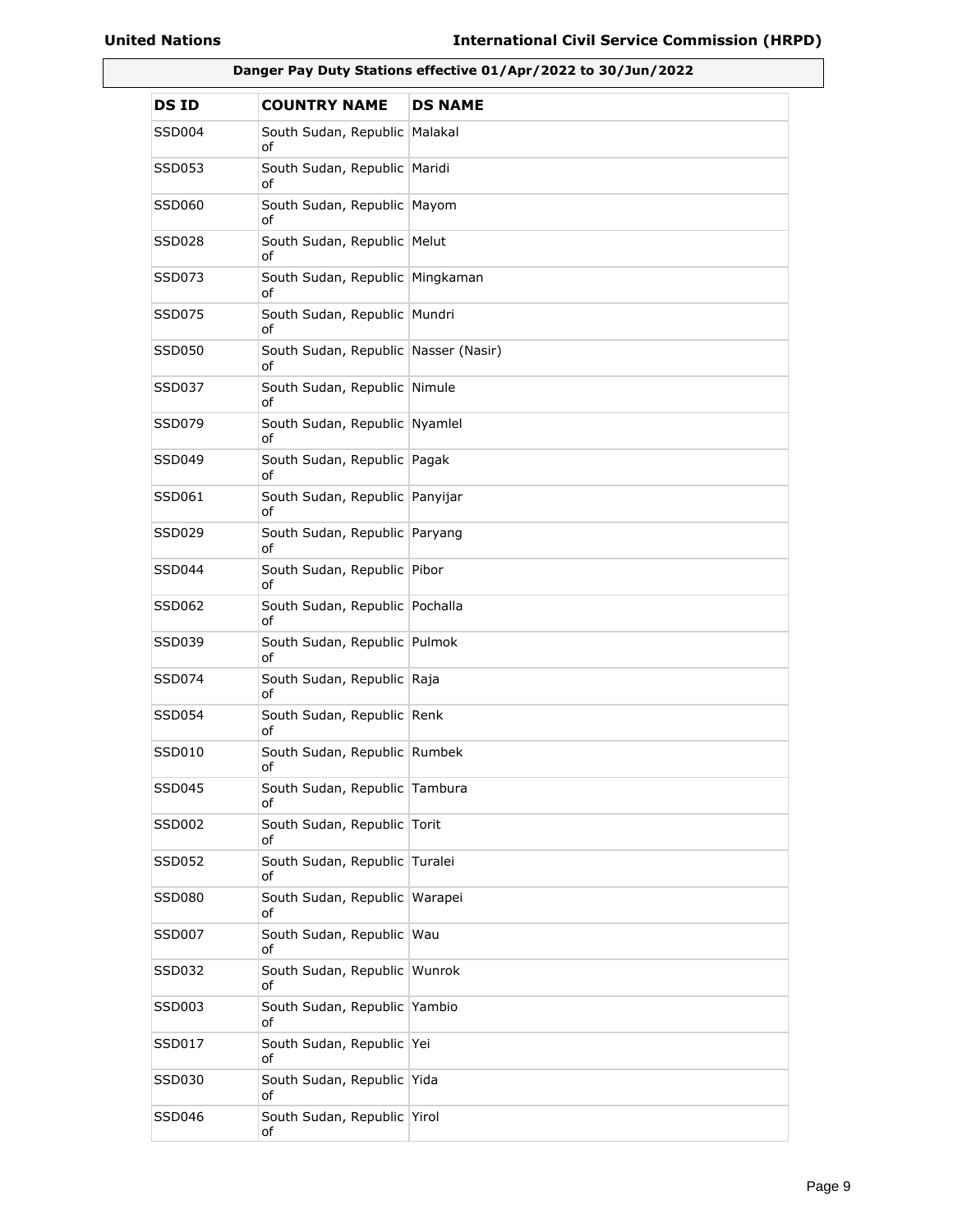**Danger Pay Duty Stations effective 01/Apr/2022 to 30/Jun/2022**

| DS ID | COUNTRY NAME | DS NAME |
|---|---|---|
| SSD004 | South Sudan, Republic of | Malakal |
| SSD053 | South Sudan, Republic of | Maridi |
| SSD060 | South Sudan, Republic of | Mayom |
| SSD028 | South Sudan, Republic of | Melut |
| SSD073 | South Sudan, Republic of | Mingkaman |
| SSD075 | South Sudan, Republic of | Mundri |
| SSD050 | South Sudan, Republic of | Nasser (Nasir) |
| SSD037 | South Sudan, Republic of | Nimule |
| SSD079 | South Sudan, Republic of | Nyamlel |
| SSD049 | South Sudan, Republic of | Pagak |
| SSD061 | South Sudan, Republic of | Panyijar |
| SSD029 | South Sudan, Republic of | Paryang |
| SSD044 | South Sudan, Republic of | Pibor |
| SSD062 | South Sudan, Republic of | Pochalla |
| SSD039 | South Sudan, Republic of | Pulmok |
| SSD074 | South Sudan, Republic of | Raja |
| SSD054 | South Sudan, Republic of | Renk |
| SSD010 | South Sudan, Republic of | Rumbek |
| SSD045 | South Sudan, Republic of | Tambura |
| SSD002 | South Sudan, Republic of | Torit |
| SSD052 | South Sudan, Republic of | Turalei |
| SSD080 | South Sudan, Republic of | Warapei |
| SSD007 | South Sudan, Republic of | Wau |
| SSD032 | South Sudan, Republic of | Wunrok |
| SSD003 | South Sudan, Republic of | Yambio |
| SSD017 | South Sudan, Republic of | Yei |
| SSD030 | South Sudan, Republic of | Yida |
| SSD046 | South Sudan, Republic of | Yirol |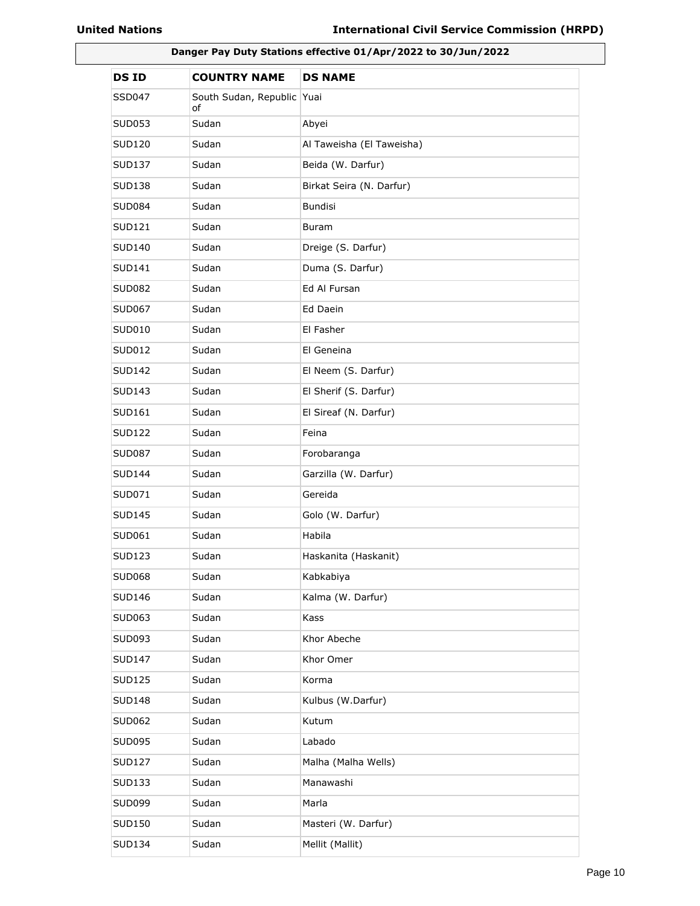**Danger Pay Duty Stations effective 01/Apr/2022 to 30/Jun/2022**

| DS ID | COUNTRY NAME | DS NAME |
|---|---|---|
| SSD047 | South Sudan, Republic of | Yuai |
| SUD053 | Sudan | Abyei |
| SUD120 | Sudan | Al Taweisha (El Taweisha) |
| SUD137 | Sudan | Beida (W. Darfur) |
| SUD138 | Sudan | Birkat Seira (N. Darfur) |
| SUD084 | Sudan | Bundisi |
| SUD121 | Sudan | Buram |
| SUD140 | Sudan | Dreige (S. Darfur) |
| SUD141 | Sudan | Duma (S. Darfur) |
| SUD082 | Sudan | Ed Al Fursan |
| SUD067 | Sudan | Ed Daein |
| SUD010 | Sudan | El Fasher |
| SUD012 | Sudan | El Geneina |
| SUD142 | Sudan | El Neem (S. Darfur) |
| SUD143 | Sudan | El Sherif (S. Darfur) |
| SUD161 | Sudan | El Sireaf (N. Darfur) |
| SUD122 | Sudan | Feina |
| SUD087 | Sudan | Forobaranga |
| SUD144 | Sudan | Garzilla (W. Darfur) |
| SUD071 | Sudan | Gereida |
| SUD145 | Sudan | Golo (W. Darfur) |
| SUD061 | Sudan | Habila |
| SUD123 | Sudan | Haskanita (Haskanit) |
| SUD068 | Sudan | Kabkabiya |
| SUD146 | Sudan | Kalma (W. Darfur) |
| SUD063 | Sudan | Kass |
| SUD093 | Sudan | Khor Abeche |
| SUD147 | Sudan | Khor Omer |
| SUD125 | Sudan | Korma |
| SUD148 | Sudan | Kulbus (W.Darfur) |
| SUD062 | Sudan | Kutum |
| SUD095 | Sudan | Labado |
| SUD127 | Sudan | Malha (Malha Wells) |
| SUD133 | Sudan | Manawashi |
| SUD099 | Sudan | Marla |
| SUD150 | Sudan | Masteri (W. Darfur) |
| SUD134 | Sudan | Mellit (Mallit) |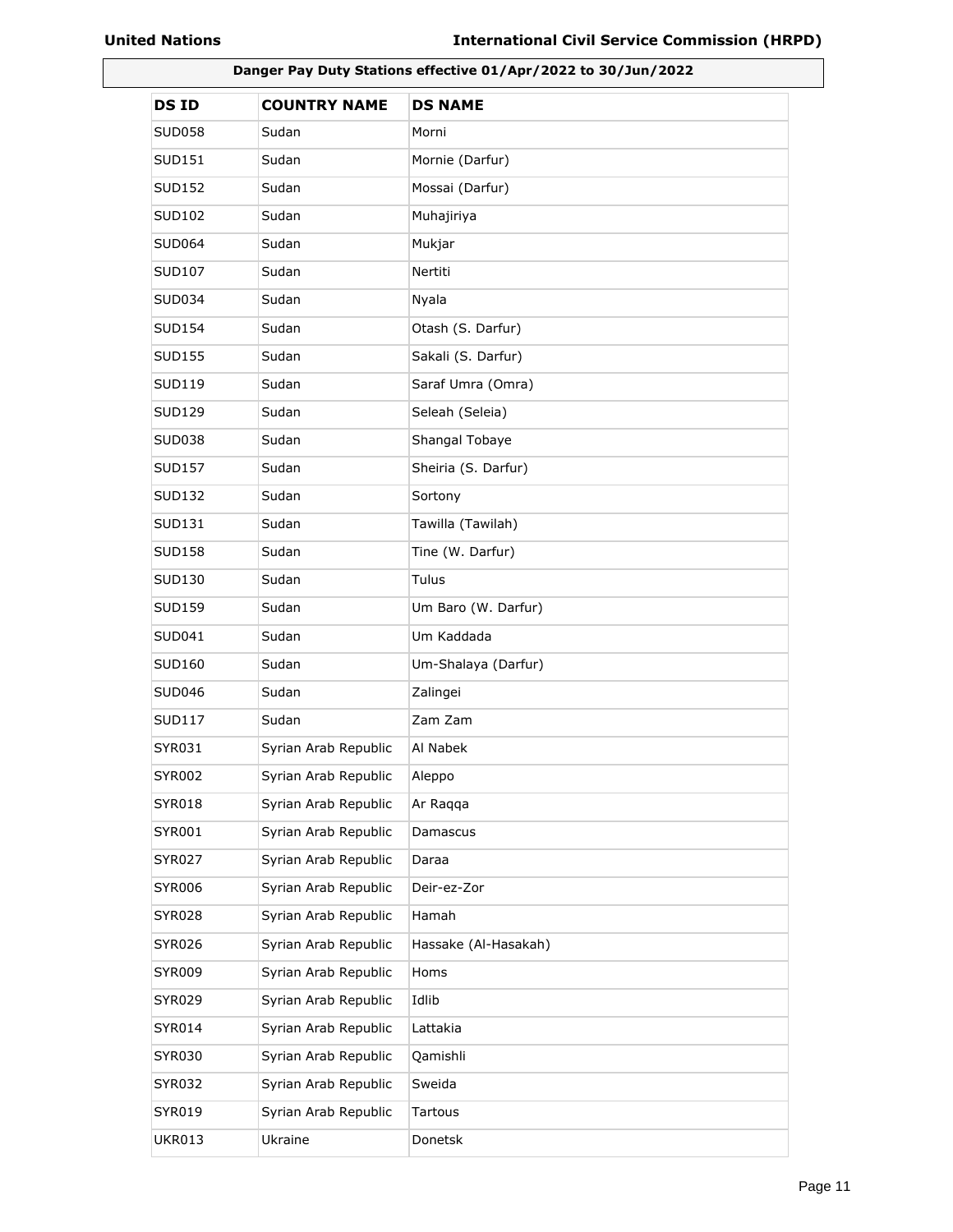**Danger Pay Duty Stations effective 01/Apr/2022 to 30/Jun/2022**

| DS ID | COUNTRY NAME | DS NAME |
|---|---|---|
| SUD058 | Sudan | Morni |
| SUD151 | Sudan | Mornie (Darfur) |
| SUD152 | Sudan | Mossai (Darfur) |
| SUD102 | Sudan | Muhajiriya |
| SUD064 | Sudan | Mukjar |
| SUD107 | Sudan | Nertiti |
| SUD034 | Sudan | Nyala |
| SUD154 | Sudan | Otash (S. Darfur) |
| SUD155 | Sudan | Sakali (S. Darfur) |
| SUD119 | Sudan | Saraf Umra (Omra) |
| SUD129 | Sudan | Seleah (Seleia) |
| SUD038 | Sudan | Shangal Tobaye |
| SUD157 | Sudan | Sheiria (S. Darfur) |
| SUD132 | Sudan | Sortony |
| SUD131 | Sudan | Tawilla (Tawilah) |
| SUD158 | Sudan | Tine (W. Darfur) |
| SUD130 | Sudan | Tulus |
| SUD159 | Sudan | Um Baro (W. Darfur) |
| SUD041 | Sudan | Um Kaddada |
| SUD160 | Sudan | Um-Shalaya (Darfur) |
| SUD046 | Sudan | Zalingei |
| SUD117 | Sudan | Zam Zam |
| SYR031 | Syrian Arab Republic | Al Nabek |
| SYR002 | Syrian Arab Republic | Aleppo |
| SYR018 | Syrian Arab Republic | Ar Raqqa |
| SYR001 | Syrian Arab Republic | Damascus |
| SYR027 | Syrian Arab Republic | Daraa |
| SYR006 | Syrian Arab Republic | Deir-ez-Zor |
| SYR028 | Syrian Arab Republic | Hamah |
| SYR026 | Syrian Arab Republic | Hassake (Al-Hasakah) |
| SYR009 | Syrian Arab Republic | Homs |
| SYR029 | Syrian Arab Republic | Idlib |
| SYR014 | Syrian Arab Republic | Lattakia |
| SYR030 | Syrian Arab Republic | Qamishli |
| SYR032 | Syrian Arab Republic | Sweida |
| SYR019 | Syrian Arab Republic | Tartous |
| UKR013 | Ukraine | Donetsk |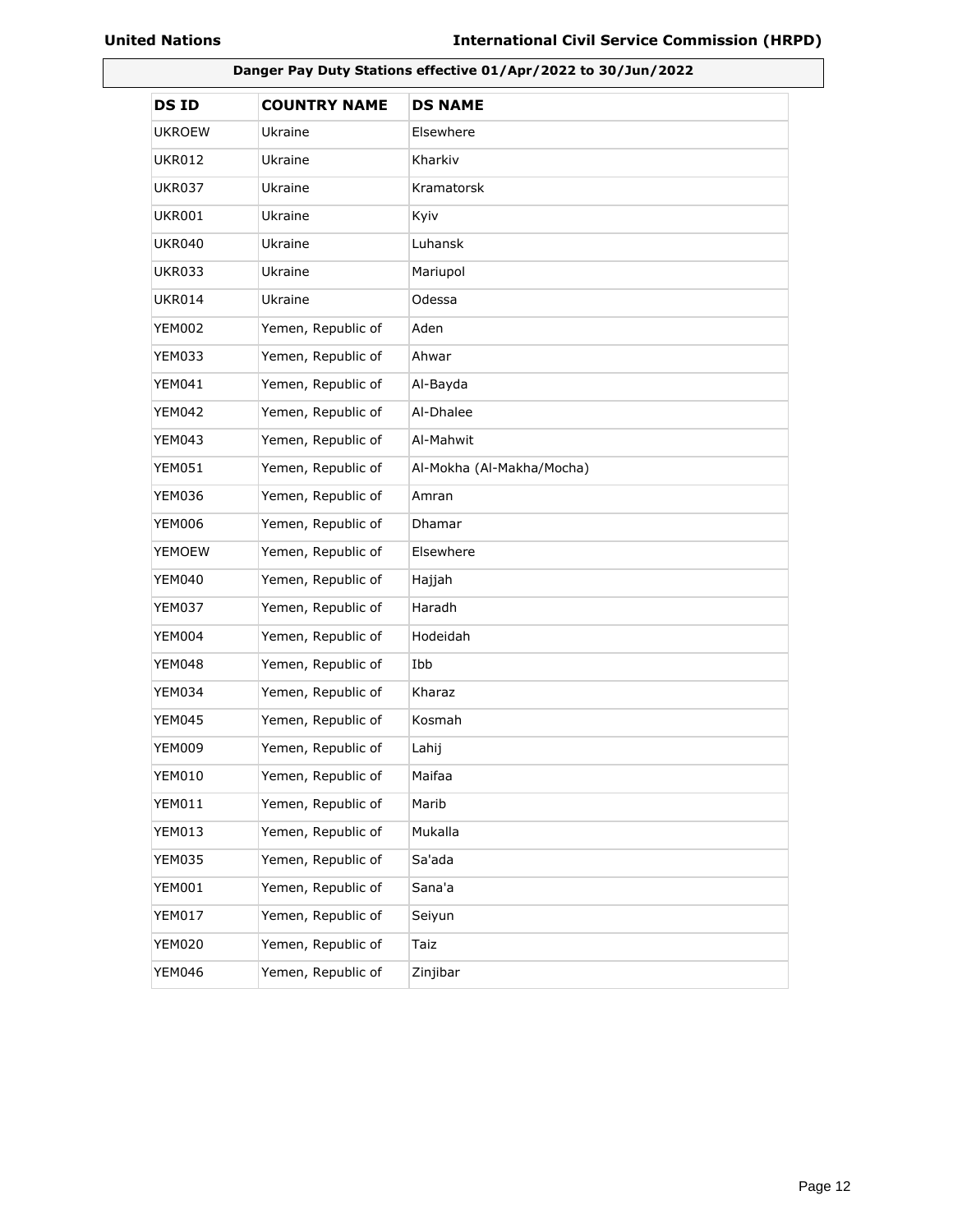**Danger Pay Duty Stations effective 01/Apr/2022 to 30/Jun/2022**

| DS ID | COUNTRY NAME | DS NAME |
|---|---|---|
| UKROEW | Ukraine | Elsewhere |
| UKR012 | Ukraine | Kharkiv |
| UKR037 | Ukraine | Kramatorsk |
| UKR001 | Ukraine | Kyiv |
| UKR040 | Ukraine | Luhansk |
| UKR033 | Ukraine | Mariupol |
| UKR014 | Ukraine | Odessa |
| YEM002 | Yemen, Republic of | Aden |
| YEM033 | Yemen, Republic of | Ahwar |
| YEM041 | Yemen, Republic of | Al-Bayda |
| YEM042 | Yemen, Republic of | Al-Dhalee |
| YEM043 | Yemen, Republic of | Al-Mahwit |
| YEM051 | Yemen, Republic of | Al-Mokha (Al-Makha/Mocha) |
| YEM036 | Yemen, Republic of | Amran |
| YEM006 | Yemen, Republic of | Dhamar |
| YEMOEW | Yemen, Republic of | Elsewhere |
| YEM040 | Yemen, Republic of | Hajjah |
| YEM037 | Yemen, Republic of | Haradh |
| YEM004 | Yemen, Republic of | Hodeidah |
| YEM048 | Yemen, Republic of | Ibb |
| YEM034 | Yemen, Republic of | Kharaz |
| YEM045 | Yemen, Republic of | Kosmah |
| YEM009 | Yemen, Republic of | Lahij |
| YEM010 | Yemen, Republic of | Maifaa |
| YEM011 | Yemen, Republic of | Marib |
| YEM013 | Yemen, Republic of | Mukalla |
| YEM035 | Yemen, Republic of | Sa'ada |
| YEM001 | Yemen, Republic of | Sana'a |
| YEM017 | Yemen, Republic of | Seiyun |
| YEM020 | Yemen, Republic of | Taiz |
| YEM046 | Yemen, Republic of | Zinjibar |